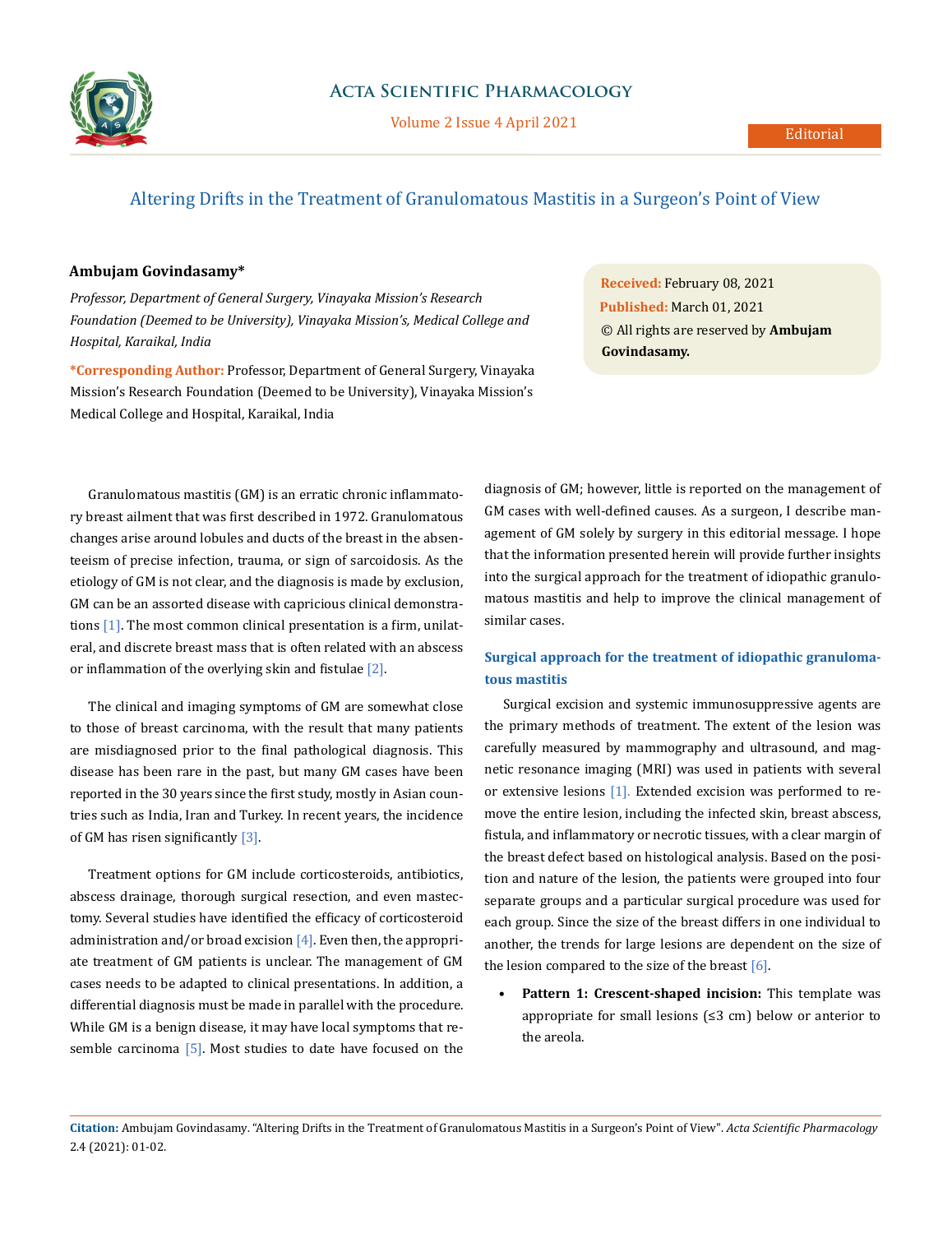# Altering Drifts in the Treatment of Granulomatous Mastitis in a Surgeon's Point of View

**Ambujam Govindasamy***

*Professor, Department of General Surgery, Vinayaka Mission's Research Foundation (Deemed to be University), Vinayaka Mission's, Medical College and Hospital, Karaikal, India*

**\*Corresponding Author:** Professor, Department of General Surgery, Vinayaka Mission's Research Foundation (Deemed to be University), Vinayaka Mission's Medical College and Hospital, Karaikal, India

**Received:** February 08, 2021
**Published:** March 01, 2021
© All rights are reserved by **Ambujam Govindasamy.**

Granulomatous mastitis (GM) is an erratic chronic inflammatory breast ailment that was first described in 1972. Granulomatous changes arise around lobules and ducts of the breast in the absenteeism of precise infection, trauma, or sign of sarcoidosis. As the etiology of GM is not clear, and the diagnosis is made by exclusion, GM can be an assorted disease with capricious clinical demonstrations [1]. The most common clinical presentation is a firm, unilateral, and discrete breast mass that is often related with an abscess or inflammation of the overlying skin and fistulae [2].

The clinical and imaging symptoms of GM are somewhat close to those of breast carcinoma, with the result that many patients are misdiagnosed prior to the final pathological diagnosis. This disease has been rare in the past, but many GM cases have been reported in the 30 years since the first study, mostly in Asian countries such as India, Iran and Turkey. In recent years, the incidence of GM has risen significantly [3].

Treatment options for GM include corticosteroids, antibiotics, abscess drainage, thorough surgical resection, and even mastectomy. Several studies have identified the efficacy of corticosteroid administration and/or broad excision [4]. Even then, the appropriate treatment of GM patients is unclear. The management of GM cases needs to be adapted to clinical presentations. In addition, a differential diagnosis must be made in parallel with the procedure. While GM is a benign disease, it may have local symptoms that resemble carcinoma [5]. Most studies to date have focused on the diagnosis of GM; however, little is reported on the management of GM cases with well-defined causes. As a surgeon, I describe management of GM solely by surgery in this editorial message. I hope that the information presented herein will provide further insights into the surgical approach for the treatment of idiopathic granulomatous mastitis and help to improve the clinical management of similar cases.

## Surgical approach for the treatment of idiopathic granulomatous mastitis

Surgical excision and systemic immunosuppressive agents are the primary methods of treatment. The extent of the lesion was carefully measured by mammography and ultrasound, and magnetic resonance imaging (MRI) was used in patients with several or extensive lesions [1]. Extended excision was performed to remove the entire lesion, including the infected skin, breast abscess, fistula, and inflammatory or necrotic tissues, with a clear margin of the breast defect based on histological analysis. Based on the position and nature of the lesion, the patients were grouped into four separate groups and a particular surgical procedure was used for each group. Since the size of the breast differs in one individual to another, the trends for large lesions are dependent on the size of the lesion compared to the size of the breast [6].

- **Pattern 1: Crescent-shaped incision:** This template was appropriate for small lesions (≤3 cm) below or anterior to the areola.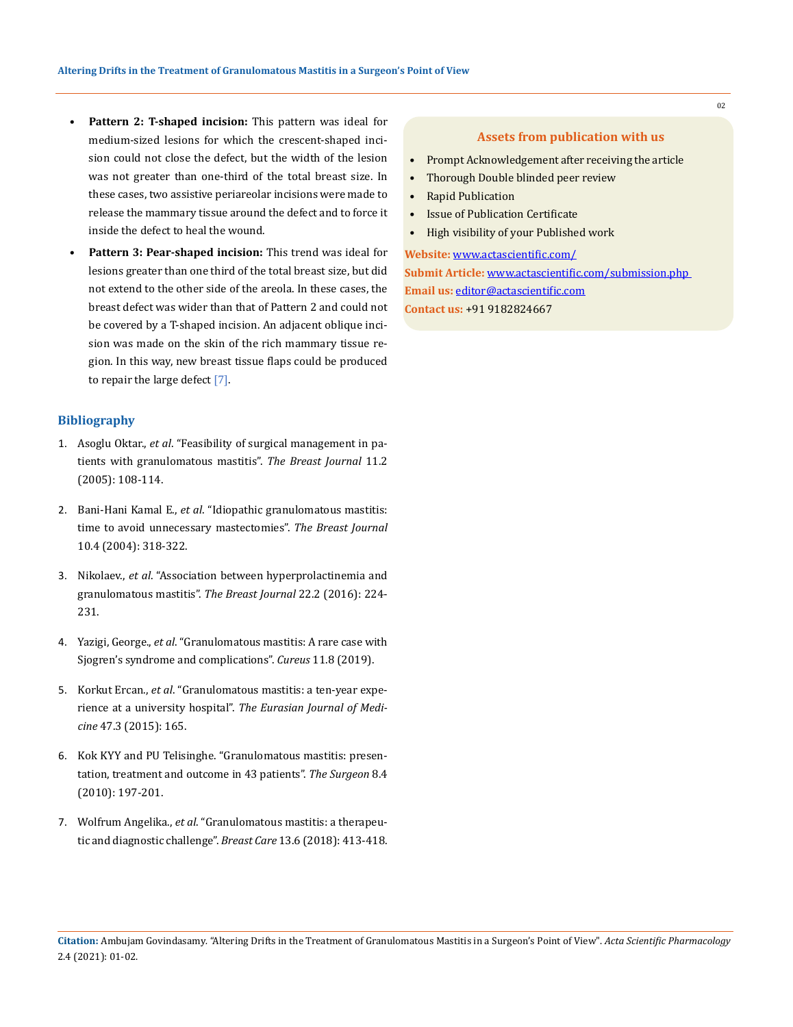- **Pattern 2: T-shaped incision:** This pattern was ideal for medium-sized lesions for which the crescent-shaped incision could not close the defect, but the width of the lesion was not greater than one-third of the total breast size. In these cases, two assistive periareolar incisions were made to release the mammary tissue around the defect and to force it inside the defect to heal the wound.
- **Pattern 3: Pear-shaped incision:** This trend was ideal for lesions greater than one third of the total breast size, but did not extend to the other side of the areola. In these cases, the breast defect was wider than that of Pattern 2 and could not be covered by a T-shaped incision. An adjacent oblique incision was made on the skin of the rich mammary tissue region. In this way, new breast tissue flaps could be produced to repair the large defect [7].

## Bibliography

1. Asoglu Oktar., *et al*. "Feasibility of surgical management in patients with granulomatous mastitis". *The Breast Journal* 11.2 (2005): 108-114.
2. Bani-Hani Kamal E., *et al*. "Idiopathic granulomatous mastitis: time to avoid unnecessary mastectomies". *The Breast Journal* 10.4 (2004): 318-322.
3. Nikolaev., *et al*. "Association between hyperprolactinemia and granulomatous mastitis". *The Breast Journal* 22.2 (2016): 224-231.
4. Yazigi, George., *et al*. "Granulomatous mastitis: A rare case with Sjogren's syndrome and complications". *Cureus* 11.8 (2019).
5. Korkut Ercan., *et al*. "Granulomatous mastitis: a ten-year experience at a university hospital". *The Eurasian Journal of Medicine* 47.3 (2015): 165.
6. Kok KYY and PU Telisinghe. "Granulomatous mastitis: presentation, treatment and outcome in 43 patients". *The Surgeon* 8.4 (2010): 197-201.
7. Wolfrum Angelika., *et al*. "Granulomatous mastitis: a therapeutic and diagnostic challenge". *Breast Care* 13.6 (2018): 413-418.

### Assets from publication with us

- Prompt Acknowledgement after receiving the article
- Thorough Double blinded peer review
- Rapid Publication
- Issue of Publication Certificate
- High visibility of your Published work

**Website:** www.actascientific.com/
**Submit Article:** www.actascientific.com/submission.php
**Email us:** editor@actascientific.com
**Contact us:** +91 9182824667

**Citation:** Ambujam Govindasamy. "Altering Drifts in the Treatment of Granulomatous Mastitis in a Surgeon's Point of View". *Acta Scientific Pharmacology* 2.4 (2021): 01-02.